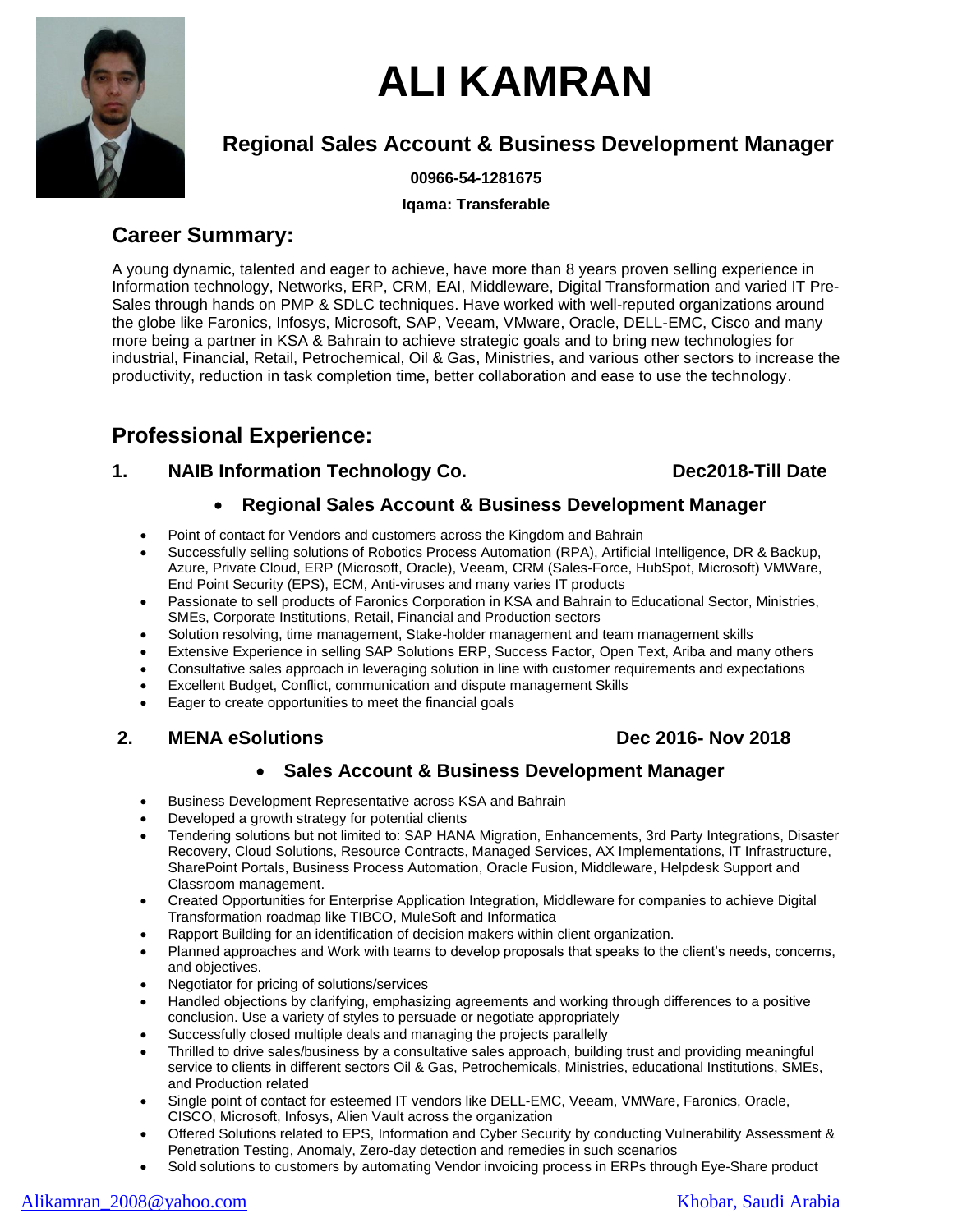# ALI KAMRAN

## Regional Sales Account & Business Development Manager

**00966-54-1281675**

**Iqama: Transferable**

## Career Summary:

A young dynamic, talented and eager to achieve, have more than 8 years proven selling experience in Information technology, Networks, ERP, CRM, EAI, Middleware, Digital Transformation and varied IT Pre-Sales through hands on PMP & SDLC techniques. Have worked with well-reputed organizations around the globe like Faronics, Infosys, Microsoft, SAP, Veeam, VMware, Oracle, DELL-EMC, Cisco and many more being a partner in KSA & Bahrain to achieve strategic goals and to bring new technologies for industrial, Financial, Retail, Petrochemical, Oil & Gas, Ministries, and various other sectors to increase the productivity, reduction in task completion time, better collaboration and ease to use the technology.

## Professional Experience:

### 1. NAIB Information Technology Co. — Dec2018-Till Date

- **Regional Sales Account & Business Development Manager**

- Point of contact for Vendors and customers across the Kingdom and Bahrain
- Successfully selling solutions of Robotics Process Automation (RPA), Artificial Intelligence, DR & Backup, Azure, Private Cloud, ERP (Microsoft, Oracle), Veeam, CRM (Sales-Force, HubSpot, Microsoft) VMWare, End Point Security (EPS), ECM, Anti-viruses and many varies IT products
- Passionate to sell products of Faronics Corporation in KSA and Bahrain to Educational Sector, Ministries, SMEs, Corporate Institutions, Retail, Financial and Production sectors
- Solution resolving, time management, Stake-holder management and team management skills
- Extensive Experience in selling SAP Solutions ERP, Success Factor, Open Text, Ariba and many others
- Consultative sales approach in leveraging solution in line with customer requirements and expectations
- Excellent Budget, Conflict, communication and dispute management Skills
- Eager to create opportunities to meet the financial goals

### 2. MENA eSolutions — Dec 2016- Nov 2018

- **Sales Account & Business Development Manager**

- Business Development Representative across KSA and Bahrain
- Developed a growth strategy for potential clients
- Tendering solutions but not limited to: SAP HANA Migration, Enhancements, 3rd Party Integrations, Disaster Recovery, Cloud Solutions, Resource Contracts, Managed Services, AX Implementations, IT Infrastructure, SharePoint Portals, Business Process Automation, Oracle Fusion, Middleware, Helpdesk Support and Classroom management.
- Created Opportunities for Enterprise Application Integration, Middleware for companies to achieve Digital Transformation roadmap like TIBCO, MuleSoft and Informatica
- Rapport Building for an identification of decision makers within client organization.
- Planned approaches and Work with teams to develop proposals that speaks to the client's needs, concerns, and objectives.
- Negotiator for pricing of solutions/services
- Handled objections by clarifying, emphasizing agreements and working through differences to a positive conclusion. Use a variety of styles to persuade or negotiate appropriately
- Successfully closed multiple deals and managing the projects parallelly
- Thrilled to drive sales/business by a consultative sales approach, building trust and providing meaningful service to clients in different sectors Oil & Gas, Petrochemicals, Ministries, educational Institutions, SMEs, and Production related
- Single point of contact for esteemed IT vendors like DELL-EMC, Veeam, VMWare, Faronics, Oracle, CISCO, Microsoft, Infosys, Alien Vault across the organization
- Offered Solutions related to EPS, Information and Cyber Security by conducting Vulnerability Assessment & Penetration Testing, Anomaly, Zero-day detection and remedies in such scenarios
- Sold solutions to customers by automating Vendor invoicing process in ERPs through Eye-Share product

Alikamran_2008@yahoo.com — Khobar, Saudi Arabia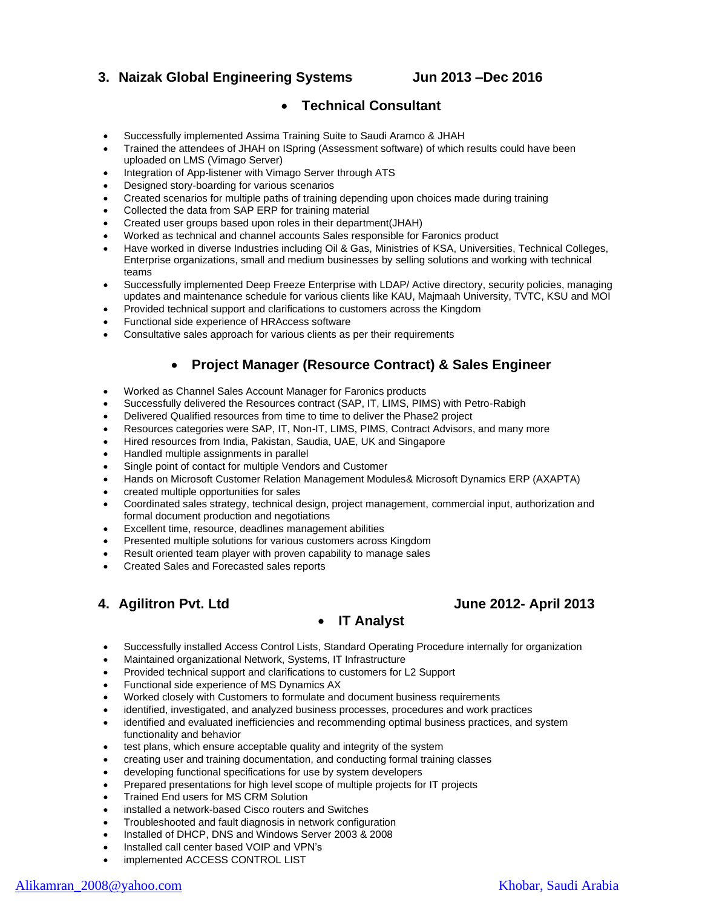### 3. Naizak Global Engineering Systems Jun 2013 –Dec 2016

#### • Technical Consultant

- Successfully implemented Assima Training Suite to Saudi Aramco & JHAH
- Trained the attendees of JHAH on ISpring (Assessment software) of which results could have been uploaded on LMS (Vimago Server)
- Integration of App-listener with Vimago Server through ATS
- Designed story-boarding for various scenarios
- Created scenarios for multiple paths of training depending upon choices made during training
- Collected the data from SAP ERP for training material
- Created user groups based upon roles in their department(JHAH)
- Worked as technical and channel accounts Sales responsible for Faronics product
- Have worked in diverse Industries including Oil & Gas, Ministries of KSA, Universities, Technical Colleges, Enterprise organizations, small and medium businesses by selling solutions and working with technical teams
- Successfully implemented Deep Freeze Enterprise with LDAP/ Active directory, security policies, managing updates and maintenance schedule for various clients like KAU, Majmaah University, TVTC, KSU and MOI
- Provided technical support and clarifications to customers across the Kingdom
- Functional side experience of HRAccess software
- Consultative sales approach for various clients as per their requirements

#### • Project Manager (Resource Contract) & Sales Engineer

- Worked as Channel Sales Account Manager for Faronics products
- Successfully delivered the Resources contract (SAP, IT, LIMS, PIMS) with Petro-Rabigh
- Delivered Qualified resources from time to time to deliver the Phase2 project
- Resources categories were SAP, IT, Non-IT, LIMS, PIMS, Contract Advisors, and many more
- Hired resources from India, Pakistan, Saudia, UAE, UK and Singapore
- Handled multiple assignments in parallel
- Single point of contact for multiple Vendors and Customer
- Hands on Microsoft Customer Relation Management Modules& Microsoft Dynamics ERP (AXAPTA)
- created multiple opportunities for sales
- Coordinated sales strategy, technical design, project management, commercial input, authorization and formal document production and negotiations
- Excellent time, resource, deadlines management abilities
- Presented multiple solutions for various customers across Kingdom
- Result oriented team player with proven capability to manage sales
- Created Sales and Forecasted sales reports

### 4. Agilitron Pvt. Ltd June 2012- April 2013

#### • IT Analyst

- Successfully installed Access Control Lists, Standard Operating Procedure internally for organization
- Maintained organizational Network, Systems, IT Infrastructure
- Provided technical support and clarifications to customers for L2 Support
- Functional side experience of MS Dynamics AX
- Worked closely with Customers to formulate and document business requirements
- identified, investigated, and analyzed business processes, procedures and work practices
- identified and evaluated inefficiencies and recommending optimal business practices, and system functionality and behavior
- test plans, which ensure acceptable quality and integrity of the system
- creating user and training documentation, and conducting formal training classes
- developing functional specifications for use by system developers
- Prepared presentations for high level scope of multiple projects for IT projects
- Trained End users for MS CRM Solution
- installed a network-based Cisco routers and Switches
- Troubleshooted and fault diagnosis in network configuration
- Installed of DHCP, DNS and Windows Server 2003 & 2008
- Installed call center based VOIP and VPN's
- implemented ACCESS CONTROL LIST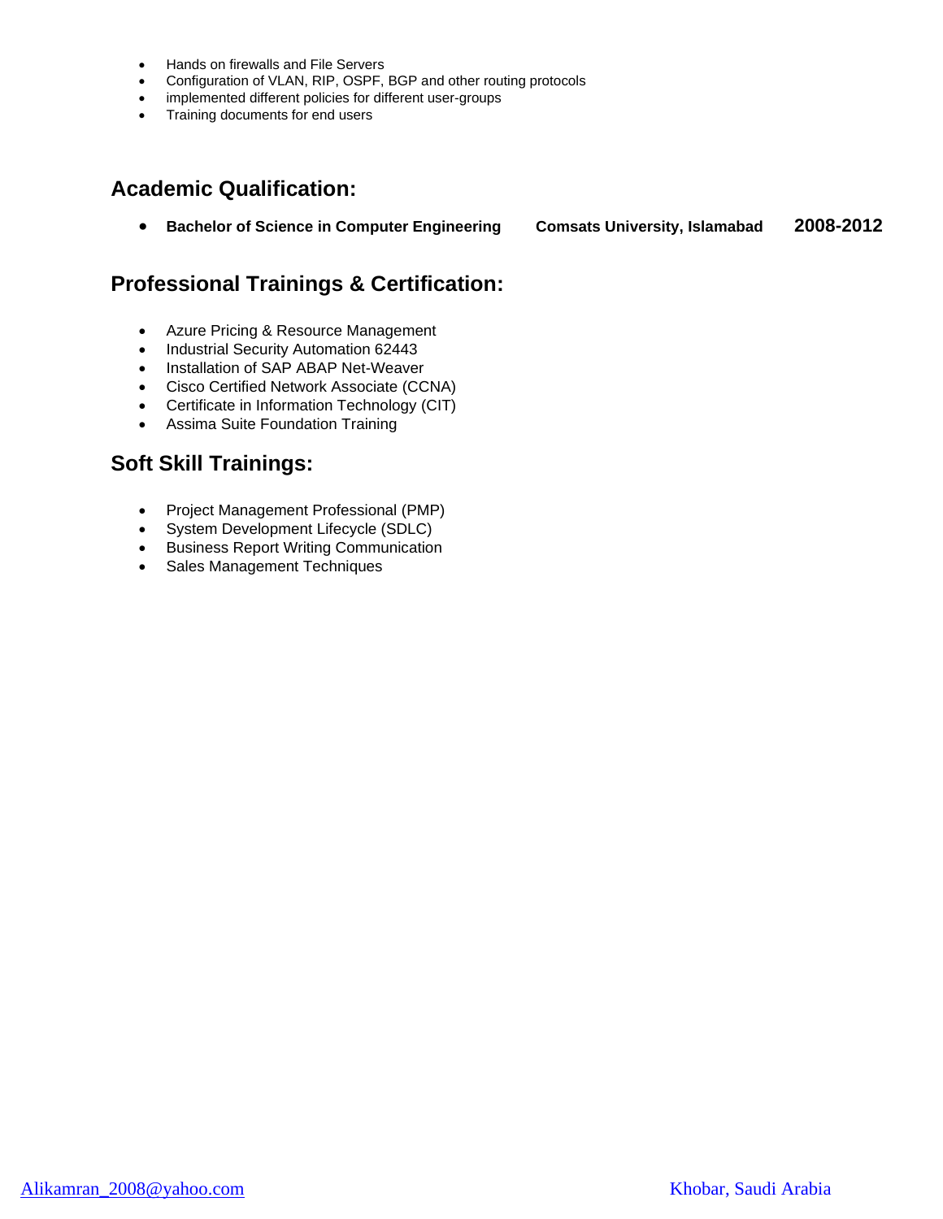- Hands on firewalls and File Servers
- Configuration of VLAN, RIP, OSPF, BGP and other routing protocols
- implemented different policies for different user-groups
- Training documents for end users

## Academic Qualification:

- **Bachelor of Science in Computer Engineering    Comsats University, Islamabad    2008-2012**

## Professional Trainings & Certification:

- Azure Pricing & Resource Management
- Industrial Security Automation 62443
- Installation of SAP ABAP Net-Weaver
- Cisco Certified Network Associate (CCNA)
- Certificate in Information Technology (CIT)
- Assima Suite Foundation Training

## Soft Skill Trainings:

- Project Management Professional (PMP)
- System Development Lifecycle (SDLC)
- Business Report Writing Communication
- Sales Management Techniques

Alikamran_2008@yahoo.com    Khobar, Saudi Arabia